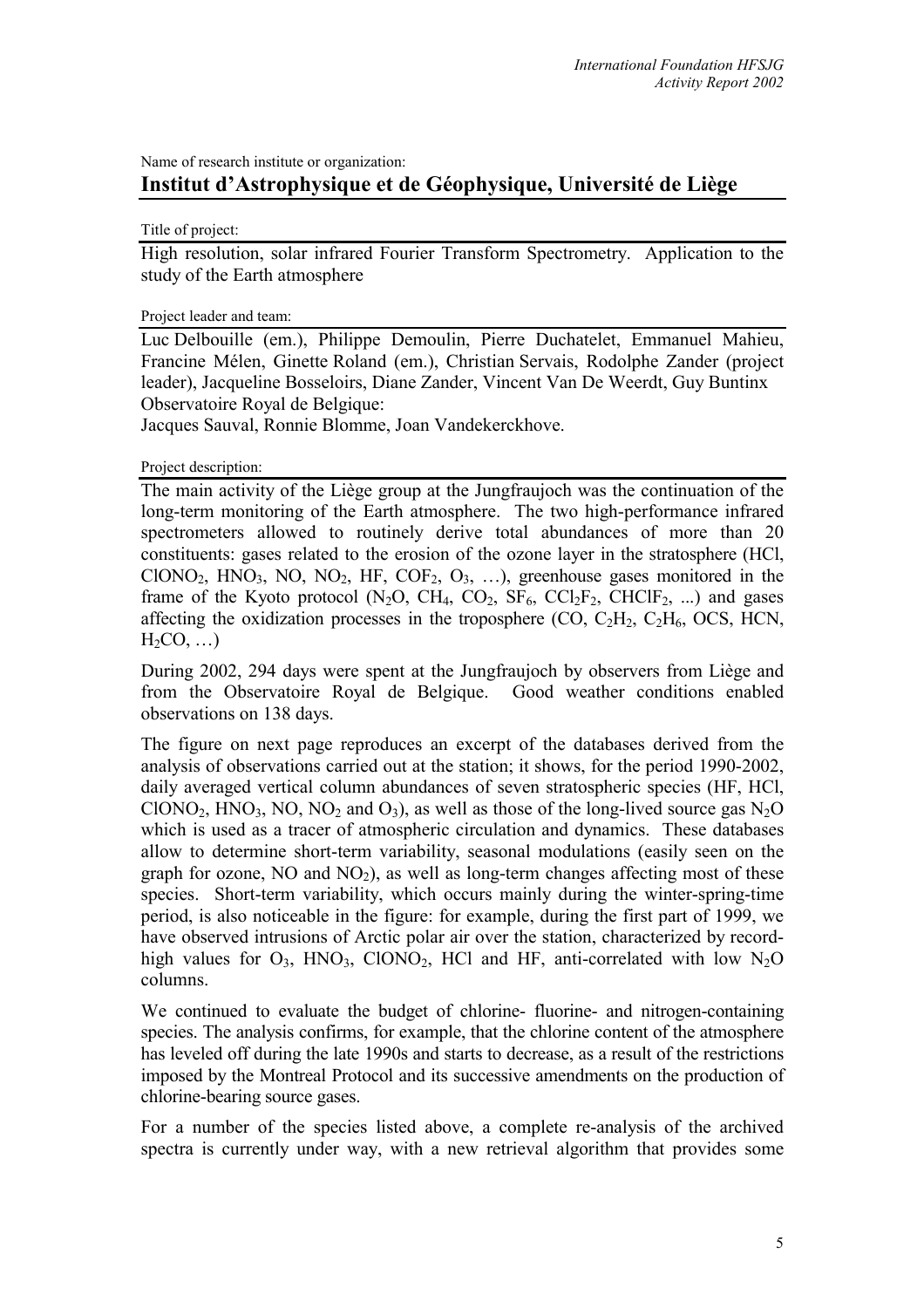Name of research institute or organization:

## Institut d'Astrophysique et de Géophysique, Université de Liège

Title of project:

High resolution, solar infrared Fourier Transform Spectrometry. Application to the study of the Earth atmosphere

Project leader and team:

Luc Delbouille (em.), Philippe Demoulin, Pierre Duchatelet, Emmanuel Mahieu, Francine Mélen, Ginette Roland (em.), Christian Servais, Rodolphe Zander (project leader), Jacqueline Bosseloirs, Diane Zander, Vincent Van De Weerdt, Guy Buntinx
Observatoire Royal de Belgique:
Jacques Sauval, Ronnie Blomme, Joan Vandekerckhove.

Project description:

The main activity of the Liège group at the Jungfraujoch was the continuation of the long-term monitoring of the Earth atmosphere. The two high-performance infrared spectrometers allowed to routinely derive total abundances of more than 20 constituents: gases related to the erosion of the ozone layer in the stratosphere (HCl, $ClONO_2$, $HNO_3$, NO, $NO_2$, HF, $COF_2$, $O_3$, …), greenhouse gases monitored in the frame of the Kyoto protocol ($N_2O$, $CH_4$, $CO_2$, $SF_6$, $CCl_2F_2$, $CHClF_2$, ...) and gases affecting the oxidization processes in the troposphere (CO, $C_2H_2$, $C_2H_6$, OCS, HCN, $H_2CO$, …)

During 2002, 294 days were spent at the Jungfraujoch by observers from Liège and from the Observatoire Royal de Belgique. Good weather conditions enabled observations on 138 days.

The figure on next page reproduces an excerpt of the databases derived from the analysis of observations carried out at the station; it shows, for the period 1990-2002, daily averaged vertical column abundances of seven stratospheric species (HF, HCl, $ClONO_2$, $HNO_3$, NO, $NO_2$ and $O_3$), as well as those of the long-lived source gas $N_2O$ which is used as a tracer of atmospheric circulation and dynamics. These databases allow to determine short-term variability, seasonal modulations (easily seen on the graph for ozone, NO and $NO_2$), as well as long-term changes affecting most of these species. Short-term variability, which occurs mainly during the winter-spring-time period, is also noticeable in the figure: for example, during the first part of 1999, we have observed intrusions of Arctic polar air over the station, characterized by record-high values for $O_3$, $HNO_3$, $ClONO_2$, HCl and HF, anti-correlated with low $N_2O$ columns.

We continued to evaluate the budget of chlorine- fluorine- and nitrogen-containing species. The analysis confirms, for example, that the chlorine content of the atmosphere has leveled off during the late 1990s and starts to decrease, as a result of the restrictions imposed by the Montreal Protocol and its successive amendments on the production of chlorine-bearing source gases.

For a number of the species listed above, a complete re-analysis of the archived spectra is currently under way, with a new retrieval algorithm that provides some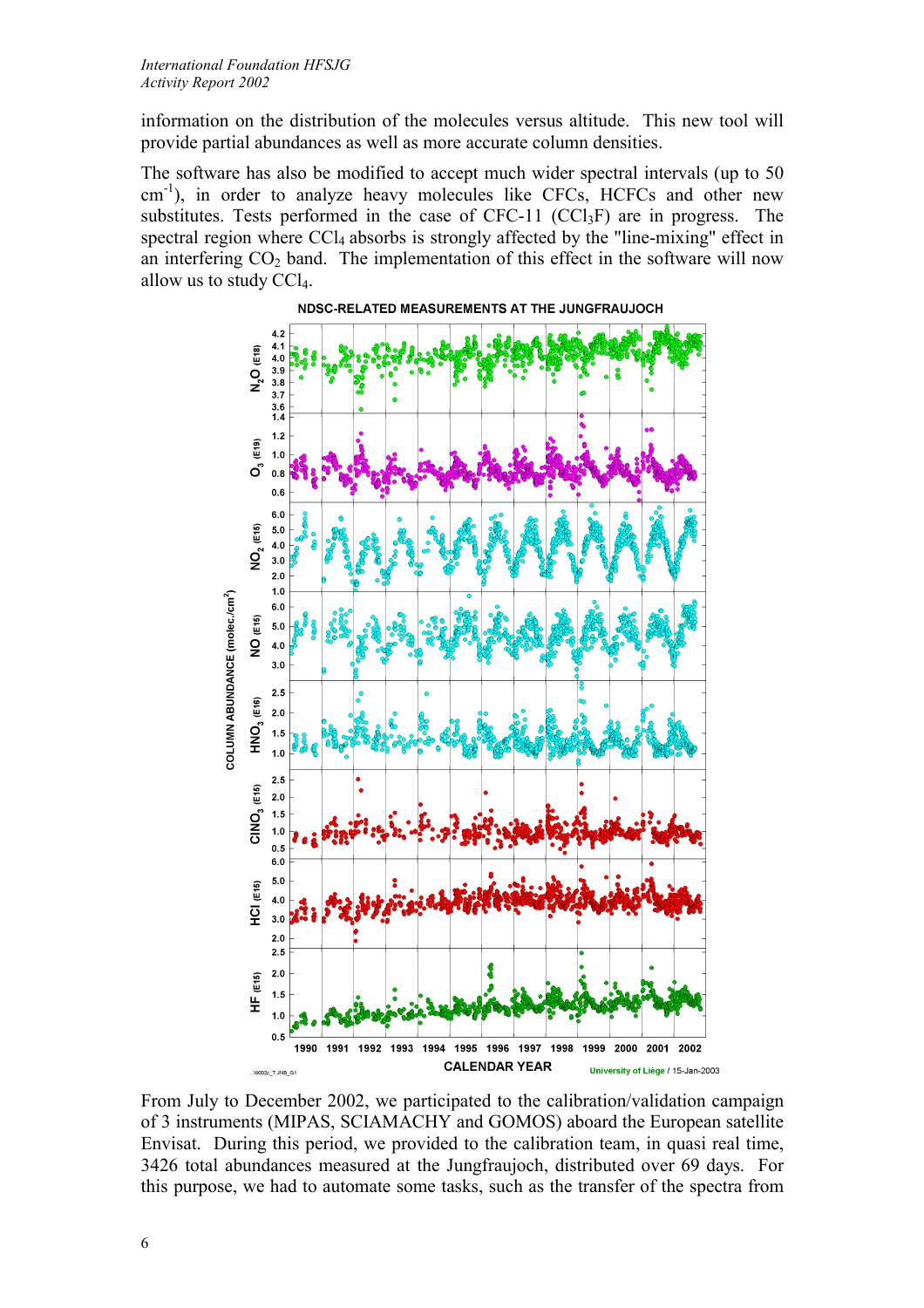information on the distribution of the molecules versus altitude. This new tool will provide partial abundances as well as more accurate column densities.

The software has also be modified to accept much wider spectral intervals (up to 50 $cm^{-1}$), in order to analyze heavy molecules like CFCs, HCFCs and other new substitutes. Tests performed in the case of CFC-11 ($CCl_3F$) are in progress. The spectral region where $CCl_4$ absorbs is strongly affected by the "line-mixing" effect in an interfering $CO_2$ band. The implementation of this effect in the software will now allow us to study $CCl_4$.

From July to December 2002, we participated to the calibration/validation campaign of 3 instruments (MIPAS, SCIAMACHY and GOMOS) aboard the European satellite Envisat. During this period, we provided to the calibration team, in quasi real time, 3426 total abundances measured at the Jungfraujoch, distributed over 69 days. For this purpose, we had to automate some tasks, such as the transfer of the spectra from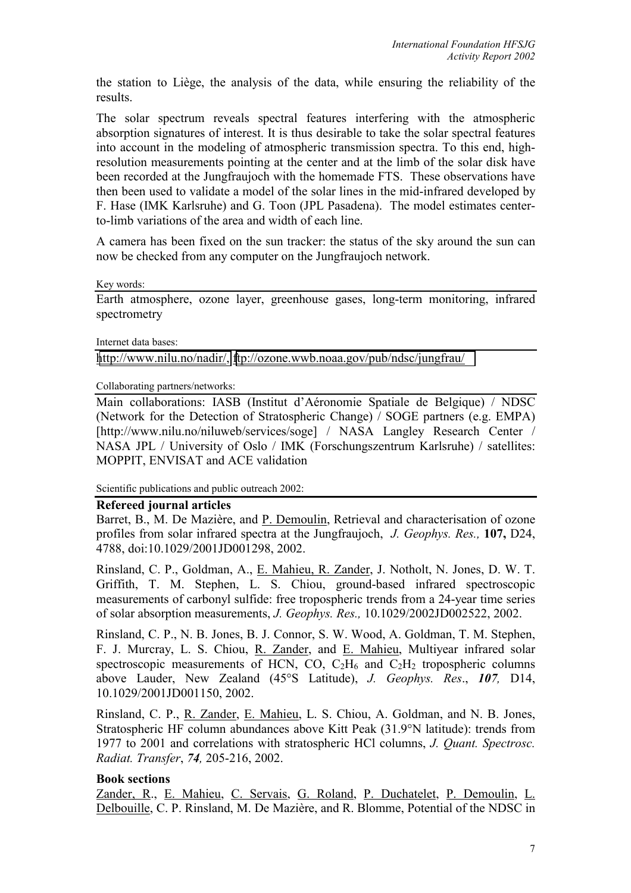the station to Liège, the analysis of the data, while ensuring the reliability of the results.

The solar spectrum reveals spectral features interfering with the atmospheric absorption signatures of interest. It is thus desirable to take the solar spectral features into account in the modeling of atmospheric transmission spectra. To this end, high-resolution measurements pointing at the center and at the limb of the solar disk have been recorded at the Jungfraujoch with the homemade FTS. These observations have then been used to validate a model of the solar lines in the mid-infrared developed by F. Hase (IMK Karlsruhe) and G. Toon (JPL Pasadena). The model estimates center-to-limb variations of the area and width of each line.

A camera has been fixed on the sun tracker: the status of the sky around the sun can now be checked from any computer on the Jungfraujoch network.

Key words:

Earth atmosphere, ozone layer, greenhouse gases, long-term monitoring, infrared spectrometry

Internet data bases:

http://www.nilu.no/nadir/, ftp://ozone.wwb.noaa.gov/pub/ndsc/jungfrau/

Collaborating partners/networks:

Main collaborations: IASB (Institut d'Aéronomie Spatiale de Belgique) / NDSC (Network for the Detection of Stratospheric Change) / SOGE partners (e.g. EMPA) [http://www.nilu.no/niluweb/services/soge] / NASA Langley Research Center / NASA JPL / University of Oslo / IMK (Forschungszentrum Karlsruhe) / satellites: MOPPIT, ENVISAT and ACE validation

Scientific publications and public outreach 2002:

**Refereed journal articles**

Barret, B., M. De Mazière, and P. Demoulin, Retrieval and characterisation of ozone profiles from solar infrared spectra at the Jungfraujoch, *J. Geophys. Res.,* **107,** D24, 4788, doi:10.1029/2001JD001298, 2002.

Rinsland, C. P., Goldman, A., E. Mahieu, R. Zander, J. Notholt, N. Jones, D. W. T. Griffith, T. M. Stephen, L. S. Chiou, ground-based infrared spectroscopic measurements of carbonyl sulfide: free tropospheric trends from a 24-year time series of solar absorption measurements, *J. Geophys. Res.,* 10.1029/2002JD002522, 2002.

Rinsland, C. P., N. B. Jones, B. J. Connor, S. W. Wood, A. Goldman, T. M. Stephen, F. J. Murcray, L. S. Chiou, R. Zander, and E. Mahieu, Multiyear infrared solar spectroscopic measurements of HCN, CO, $C_2H_6$ and $C_2H_2$ tropospheric columns above Lauder, New Zealand (45°S Latitude), *J. Geophys. Res*., ***107,*** D14, 10.1029/2001JD001150, 2002.

Rinsland, C. P., R. Zander, E. Mahieu, L. S. Chiou, A. Goldman, and N. B. Jones, Stratospheric HF column abundances above Kitt Peak (31.9°N latitude): trends from 1977 to 2001 and correlations with stratospheric HCl columns, *J. Quant. Spectrosc. Radiat. Transfer*, ***74,*** 205-216, 2002.

**Book sections**

Zander, R., E. Mahieu, C. Servais, G. Roland, P. Duchatelet, P. Demoulin, L. Delbouille, C. P. Rinsland, M. De Mazière, and R. Blomme, Potential of the NDSC in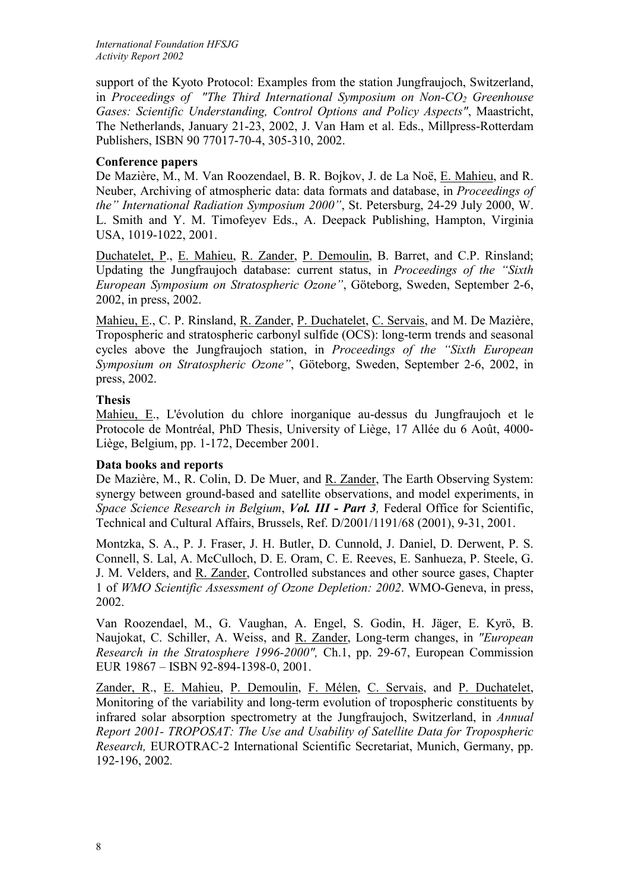support of the Kyoto Protocol: Examples from the station Jungfraujoch, Switzerland, in *Proceedings of "The Third International Symposium on Non-$CO_2$ Greenhouse Gases: Scientific Understanding, Control Options and Policy Aspects"*, Maastricht, The Netherlands, January 21-23, 2002, J. Van Ham et al. Eds., Millpress-Rotterdam Publishers, ISBN 90 77017-70-4, 305-310, 2002.

**Conference papers**

De Mazière, M., M. Van Roozendael, B. R. Bojkov, J. de La Noë, E. Mahieu, and R. Neuber, Archiving of atmospheric data: data formats and database, in *Proceedings of the" International Radiation Symposium 2000"*, St. Petersburg, 24-29 July 2000, W. L. Smith and Y. M. Timofeyev Eds., A. Deepack Publishing, Hampton, Virginia USA, 1019-1022, 2001.

Duchatelet, P., E. Mahieu, R. Zander, P. Demoulin, B. Barret, and C.P. Rinsland; Updating the Jungfraujoch database: current status, in *Proceedings of the "Sixth European Symposium on Stratospheric Ozone"*, Göteborg, Sweden, September 2-6, 2002, in press, 2002.

Mahieu, E., C. P. Rinsland, R. Zander, P. Duchatelet, C. Servais, and M. De Mazière, Tropospheric and stratospheric carbonyl sulfide (OCS): long-term trends and seasonal cycles above the Jungfraujoch station, in *Proceedings of the "Sixth European Symposium on Stratospheric Ozone"*, Göteborg, Sweden, September 2-6, 2002, in press, 2002.

**Thesis**

Mahieu, E., L'évolution du chlore inorganique au-dessus du Jungfraujoch et le Protocole de Montréal, PhD Thesis, University of Liège, 17 Allée du 6 Août, 4000-Liège, Belgium, pp. 1-172, December 2001.

**Data books and reports**

De Mazière, M., R. Colin, D. De Muer, and R. Zander, The Earth Observing System: synergy between ground-based and satellite observations, and model experiments, in *Space Science Research in Belgium*, ***Vol. III - Part 3**,* Federal Office for Scientific, Technical and Cultural Affairs, Brussels, Ref. D/2001/1191/68 (2001), 9-31, 2001.

Montzka, S. A., P. J. Fraser, J. H. Butler, D. Cunnold, J. Daniel, D. Derwent, P. S. Connell, S. Lal, A. McCulloch, D. E. Oram, C. E. Reeves, E. Sanhueza, P. Steele, G. J. M. Velders, and R. Zander, Controlled substances and other source gases, Chapter 1 of *WMO Scientific Assessment of Ozone Depletion: 2002*. WMO-Geneva, in press, 2002.

Van Roozendael, M., G. Vaughan, A. Engel, S. Godin, H. Jäger, E. Kyrö, B. Naujokat, C. Schiller, A. Weiss, and R. Zander, Long-term changes, in *"European Research in the Stratosphere 1996-2000",* Ch.1, pp. 29-67, European Commission EUR 19867 – ISBN 92-894-1398-0, 2001.

Zander, R., E. Mahieu, P. Demoulin, F. Mélen, C. Servais, and P. Duchatelet, Monitoring of the variability and long-term evolution of tropospheric constituents by infrared solar absorption spectrometry at the Jungfraujoch, Switzerland, in *Annual Report 2001- TROPOSAT: The Use and Usability of Satellite Data for Tropospheric Research,* EUROTRAC-2 International Scientific Secretariat, Munich, Germany, pp. 192-196, 2002.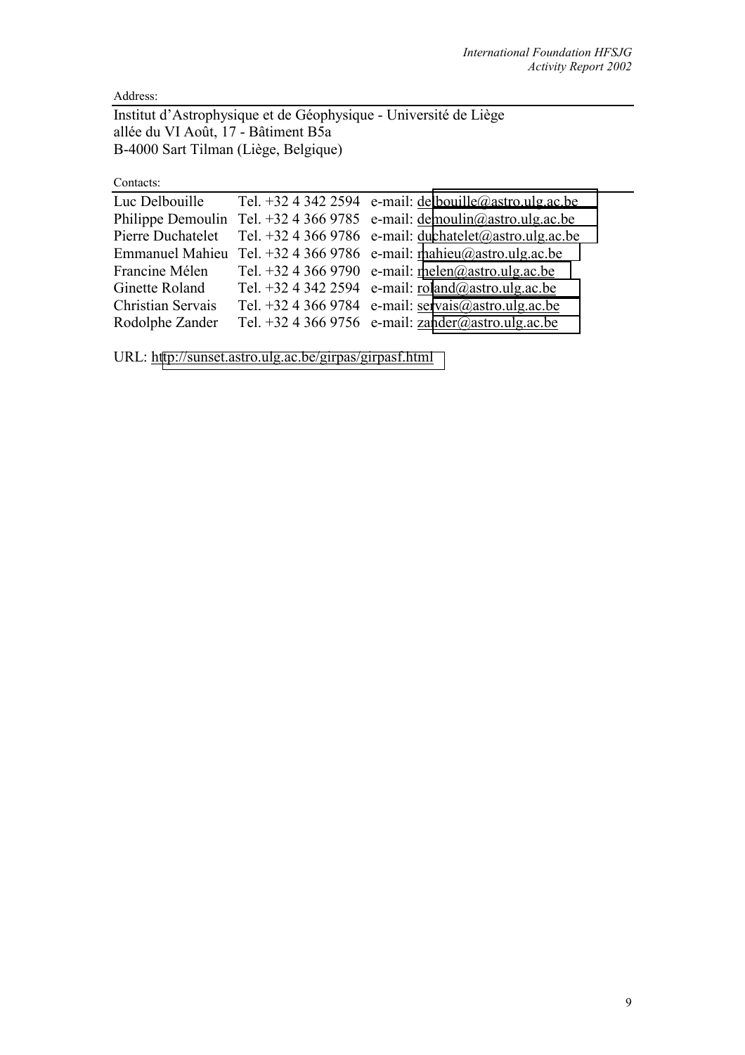Address:

Institut d'Astrophysique et de Géophysique - Université de Liège
allée du VI Août, 17 - Bâtiment B5a
B-4000 Sart Tilman (Liège, Belgique)

Contacts:

| | | |
|---|---|---|
| Luc Delbouille | Tel. +32 4 342 2594 | e-mail: delbouille@astro.ulg.ac.be |
| Philippe Demoulin | Tel. +32 4 366 9785 | e-mail: demoulin@astro.ulg.ac.be |
| Pierre Duchatelet | Tel. +32 4 366 9786 | e-mail: duchatelet@astro.ulg.ac.be |
| Emmanuel Mahieu | Tel. +32 4 366 9786 | e-mail: mahieu@astro.ulg.ac.be |
| Francine Mélen | Tel. +32 4 366 9790 | e-mail: melen@astro.ulg.ac.be |
| Ginette Roland | Tel. +32 4 342 2594 | e-mail: roland@astro.ulg.ac.be |
| Christian Servais | Tel. +32 4 366 9784 | e-mail: servais@astro.ulg.ac.be |
| Rodolphe Zander | Tel. +32 4 366 9756 | e-mail: zander@astro.ulg.ac.be |

URL: http://sunset.astro.ulg.ac.be/girpas/girpasf.html